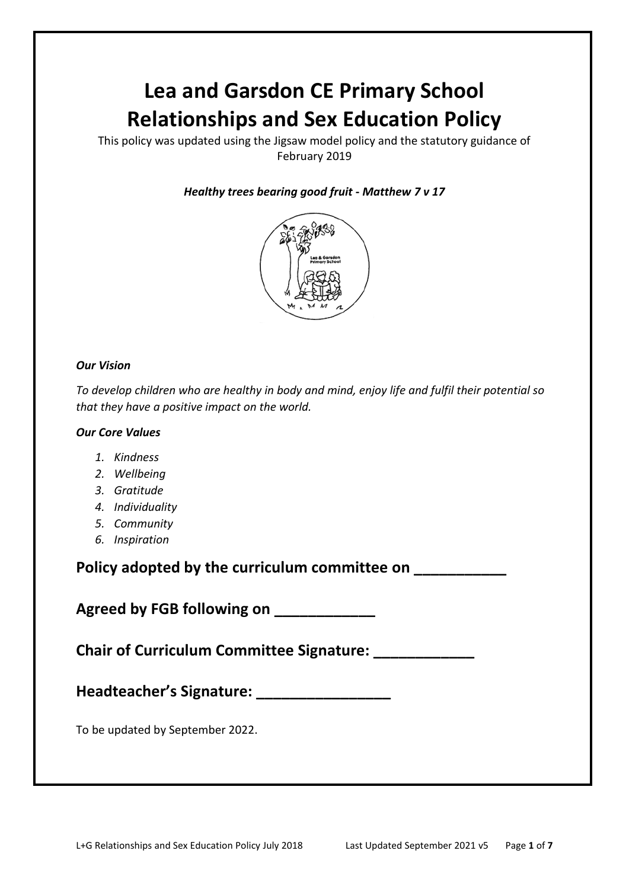# Lea and Garsdon CE Primary School Relationships and Sex Education Policy

This policy was updated using the Jigsaw model policy and the statutory guidance of February 2019

***Healthy trees bearing good fruit - Matthew 7 v 17***

***Our Vision***

*To develop children who are healthy in body and mind, enjoy life and fulfil their potential so that they have a positive impact on the world.*

***Our Core Values***

1. *Kindness*
2. *Wellbeing*
3. *Gratitude*
4. *Individuality*
5. *Community*
6. *Inspiration*

## Policy adopted by the curriculum committee on ___________

## Agreed by FGB following on ____________

## Chair of Curriculum Committee Signature: ____________

## Headteacher's Signature: ________________

To be updated by September 2022.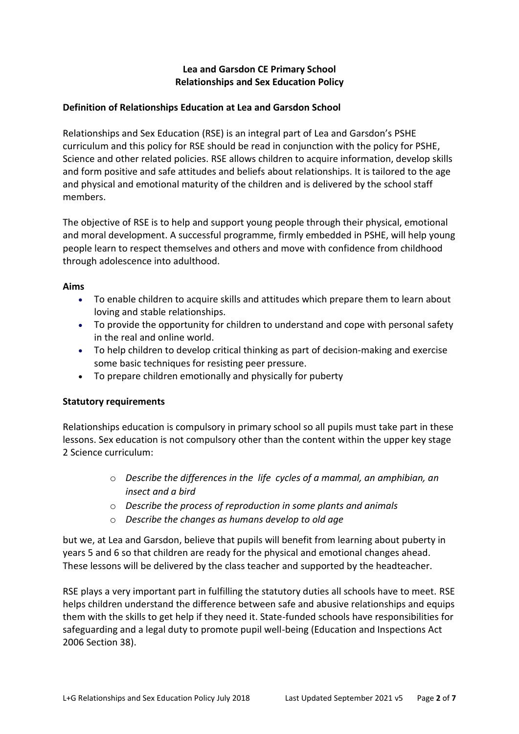**Lea and Garsdon CE Primary School**
**Relationships and Sex Education Policy**

**Definition of Relationships Education at Lea and Garsdon School**

Relationships and Sex Education (RSE) is an integral part of Lea and Garsdon's PSHE curriculum and this policy for RSE should be read in conjunction with the policy for PSHE, Science and other related policies. RSE allows children to acquire information, develop skills and form positive and safe attitudes and beliefs about relationships. It is tailored to the age and physical and emotional maturity of the children and is delivered by the school staff members.

The objective of RSE is to help and support young people through their physical, emotional and moral development. A successful programme, firmly embedded in PSHE, will help young people learn to respect themselves and others and move with confidence from childhood through adolescence into adulthood.

**Aims**

- To enable children to acquire skills and attitudes which prepare them to learn about loving and stable relationships.
- To provide the opportunity for children to understand and cope with personal safety in the real and online world.
- To help children to develop critical thinking as part of decision-making and exercise some basic techniques for resisting peer pressure.
- To prepare children emotionally and physically for puberty

**Statutory requirements**

Relationships education is compulsory in primary school so all pupils must take part in these lessons. Sex education is not compulsory other than the content within the upper key stage 2 Science curriculum:

- *Describe the differences in the life cycles of a mammal, an amphibian, an insect and a bird*
- *Describe the process of reproduction in some plants and animals*
- *Describe the changes as humans develop to old age*

but we, at Lea and Garsdon, believe that pupils will benefit from learning about puberty in years 5 and 6 so that children are ready for the physical and emotional changes ahead. These lessons will be delivered by the class teacher and supported by the headteacher.

RSE plays a very important part in fulfilling the statutory duties all schools have to meet. RSE helps children understand the difference between safe and abusive relationships and equips them with the skills to get help if they need it. State-funded schools have responsibilities for safeguarding and a legal duty to promote pupil well-being (Education and Inspections Act 2006 Section 38).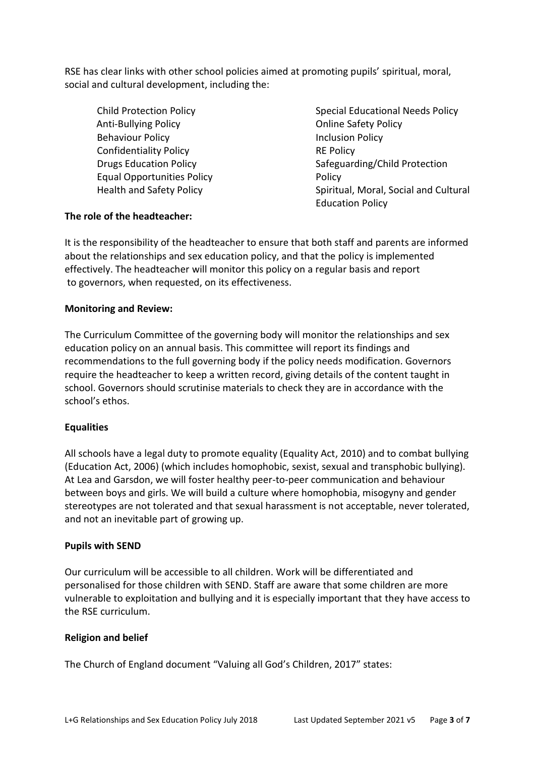RSE has clear links with other school policies aimed at promoting pupils' spiritual, moral, social and cultural development, including the:

- Child Protection Policy
- Anti-Bullying Policy
- Behaviour Policy
- Confidentiality Policy
- Drugs Education Policy
- Equal Opportunities Policy
- Health and Safety Policy
- Special Educational Needs Policy
- Online Safety Policy
- Inclusion Policy
- RE Policy
- Safeguarding/Child Protection Policy
- Spiritual, Moral, Social and Cultural Education Policy

**The role of the headteacher:**

It is the responsibility of the headteacher to ensure that both staff and parents are informed about the relationships and sex education policy, and that the policy is implemented effectively. The headteacher will monitor this policy on a regular basis and report to governors, when requested, on its effectiveness.

**Monitoring and Review:**

The Curriculum Committee of the governing body will monitor the relationships and sex education policy on an annual basis. This committee will report its findings and recommendations to the full governing body if the policy needs modification. Governors require the headteacher to keep a written record, giving details of the content taught in school. Governors should scrutinise materials to check they are in accordance with the school's ethos.

**Equalities**

All schools have a legal duty to promote equality (Equality Act, 2010) and to combat bullying (Education Act, 2006) (which includes homophobic, sexist, sexual and transphobic bullying). At Lea and Garsdon, we will foster healthy peer-to-peer communication and behaviour between boys and girls. We will build a culture where homophobia, misogyny and gender stereotypes are not tolerated and that sexual harassment is not acceptable, never tolerated, and not an inevitable part of growing up.

**Pupils with SEND**

Our curriculum will be accessible to all children. Work will be differentiated and personalised for those children with SEND. Staff are aware that some children are more vulnerable to exploitation and bullying and it is especially important that they have access to the RSE curriculum.

**Religion and belief**

The Church of England document "Valuing all God's Children, 2017" states: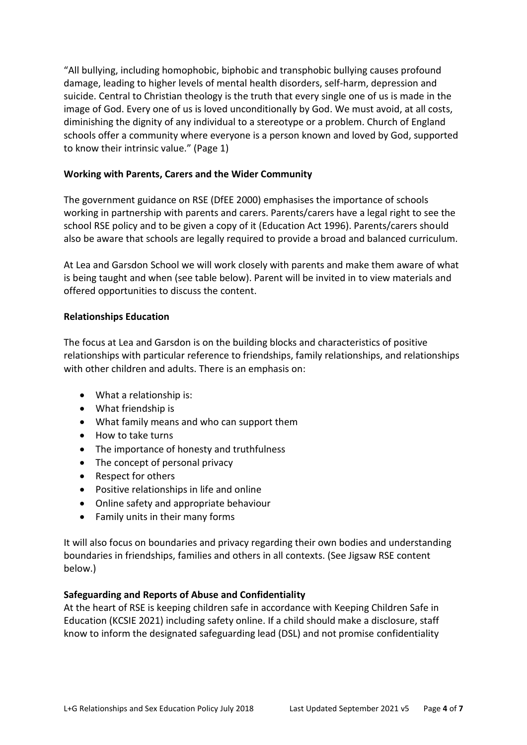"All bullying, including homophobic, biphobic and transphobic bullying causes profound damage, leading to higher levels of mental health disorders, self-harm, depression and suicide. Central to Christian theology is the truth that every single one of us is made in the image of God. Every one of us is loved unconditionally by God. We must avoid, at all costs, diminishing the dignity of any individual to a stereotype or a problem. Church of England schools offer a community where everyone is a person known and loved by God, supported to know their intrinsic value." (Page 1)

**Working with Parents, Carers and the Wider Community**

The government guidance on RSE (DfEE 2000) emphasises the importance of schools working in partnership with parents and carers. Parents/carers have a legal right to see the school RSE policy and to be given a copy of it (Education Act 1996). Parents/carers should also be aware that schools are legally required to provide a broad and balanced curriculum.

At Lea and Garsdon School we will work closely with parents and make them aware of what is being taught and when (see table below). Parent will be invited in to view materials and offered opportunities to discuss the content.

**Relationships Education**

The focus at Lea and Garsdon is on the building blocks and characteristics of positive relationships with particular reference to friendships, family relationships, and relationships with other children and adults. There is an emphasis on:

- What a relationship is:
- What friendship is
- What family means and who can support them
- How to take turns
- The importance of honesty and truthfulness
- The concept of personal privacy
- Respect for others
- Positive relationships in life and online
- Online safety and appropriate behaviour
- Family units in their many forms

It will also focus on boundaries and privacy regarding their own bodies and understanding boundaries in friendships, families and others in all contexts. (See Jigsaw RSE content below.)

**Safeguarding and Reports of Abuse and Confidentiality**

At the heart of RSE is keeping children safe in accordance with Keeping Children Safe in Education (KCSIE 2021) including safety online. If a child should make a disclosure, staff know to inform the designated safeguarding lead (DSL) and not promise confidentiality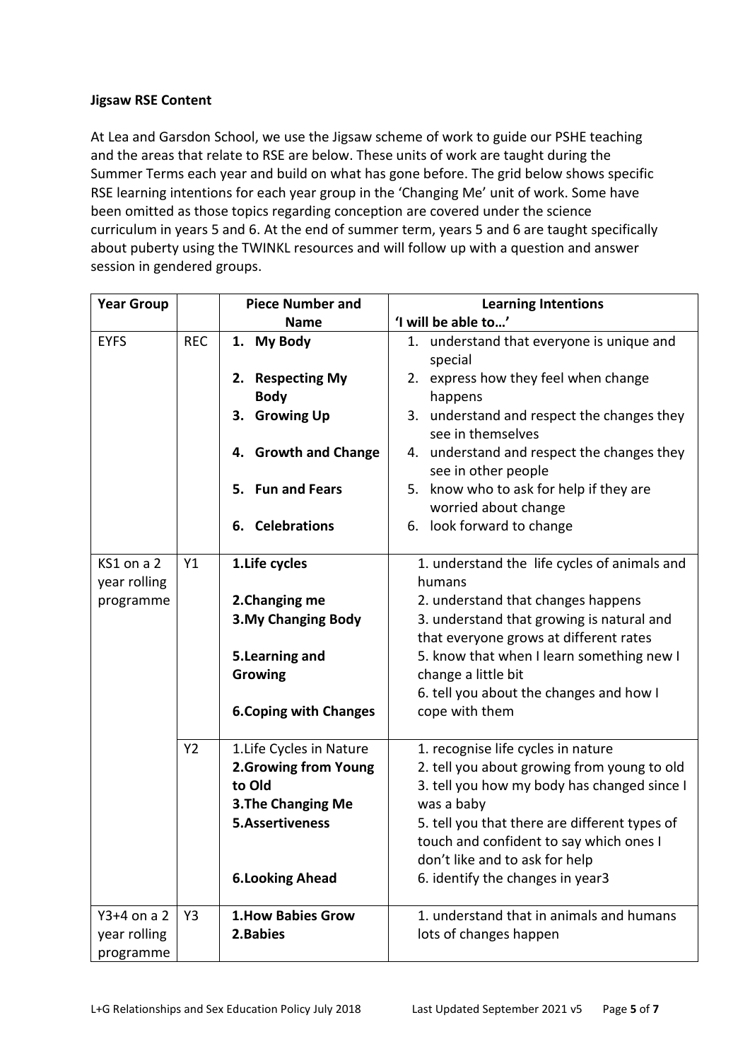**Jigsaw RSE Content**

At Lea and Garsdon School, we use the Jigsaw scheme of work to guide our PSHE teaching and the areas that relate to RSE are below. These units of work are taught during the Summer Terms each year and build on what has gone before. The grid below shows specific RSE learning intentions for each year group in the 'Changing Me' unit of work. Some have been omitted as those topics regarding conception are covered under the science curriculum in years 5 and 6. At the end of summer term, years 5 and 6 are taught specifically about puberty using the TWINKL resources and will follow up with a question and answer session in gendered groups.

| Year Group | | Piece Number and Name | Learning Intentions<br>'I will be able to…' |
|---|---|---|---|
| EYFS | REC | 1. **My Body**<br>2. **Respecting My Body**<br>3. **Growing Up**<br>4. **Growth and Change**<br>5. **Fun and Fears**<br>6. **Celebrations** | 1. understand that everyone is unique and special<br>2. express how they feel when change happens<br>3. understand and respect the changes they see in themselves<br>4. understand and respect the changes they see in other people<br>5. know who to ask for help if they are worried about change<br>6. look forward to change |
| KS1 on a 2 year rolling programme | Y1 | **1.Life cycles**<br>**2.Changing me**<br>**3.My Changing Body**<br>**5.Learning and Growing**<br>**6.Coping with Changes** | 1. understand the life cycles of animals and humans<br>2. understand that changes happens<br>3. understand that growing is natural and that everyone grows at different rates<br>5. know that when I learn something new I change a little bit<br>6. tell you about the changes and how I cope with them |
| | Y2 | 1.Life Cycles in Nature<br>**2.Growing from Young to Old**<br>**3.The Changing Me**<br>**5.Assertiveness**<br>**6.Looking Ahead** | 1. recognise life cycles in nature<br>2. tell you about growing from young to old<br>3. tell you how my body has changed since I was a baby<br>5. tell you that there are different types of touch and confident to say which ones I don't like and to ask for help<br>6. identify the changes in year3 |
| Y3+4 on a 2 year rolling programme | Y3 | **1.How Babies Grow**<br>**2.Babies** | 1. understand that in animals and humans lots of changes happen |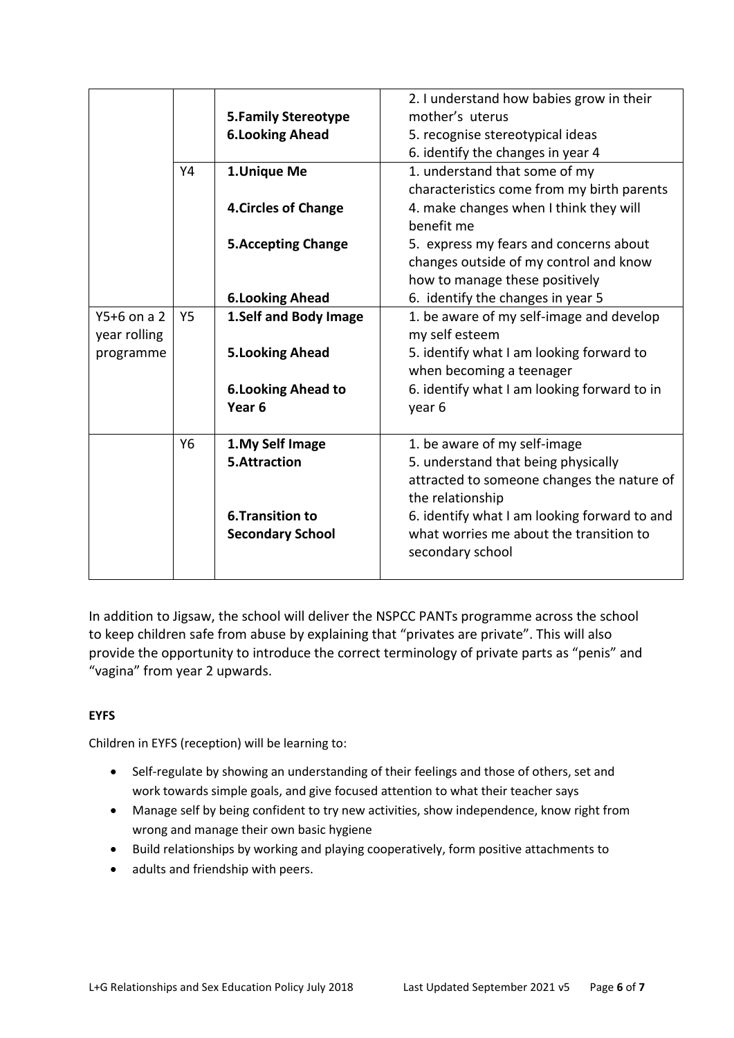| | | | |
|---|---|---|---|
| | | **5.Family Stereotype**<br>**6.Looking Ahead** | 2. I understand how babies grow in their mother's uterus<br>5. recognise stereotypical ideas<br>6. identify the changes in year 4 |
| | Y4 | **1.Unique Me**<br><br>**4.Circles of Change**<br><br>**5.Accepting Change**<br><br>**6.Looking Ahead** | 1. understand that some of my characteristics come from my birth parents<br>4. make changes when I think they will benefit me<br>5. express my fears and concerns about changes outside of my control and know how to manage these positively<br>6. identify the changes in year 5 |
| Y5+6 on a 2 year rolling programme | Y5 | **1.Self and Body Image**<br><br>**5.Looking Ahead**<br><br>**6.Looking Ahead to Year 6** | 1. be aware of my self-image and develop my self esteem<br>5. identify what I am looking forward to when becoming a teenager<br>6. identify what I am looking forward to in year 6 |
| | Y6 | **1.My Self Image**<br>**5.Attraction**<br><br>**6.Transition to Secondary School** | 1. be aware of my self-image<br>5. understand that being physically attracted to someone changes the nature of the relationship<br>6. identify what I am looking forward to and what worries me about the transition to secondary school |

In addition to Jigsaw, the school will deliver the NSPCC PANTs programme across the school to keep children safe from abuse by explaining that "privates are private". This will also provide the opportunity to introduce the correct terminology of private parts as "penis" and "vagina" from year 2 upwards.

**EYFS**

Children in EYFS (reception) will be learning to:

- Self-regulate by showing an understanding of their feelings and those of others, set and work towards simple goals, and give focused attention to what their teacher says
- Manage self by being confident to try new activities, show independence, know right from wrong and manage their own basic hygiene
- Build relationships by working and playing cooperatively, form positive attachments to
- adults and friendship with peers.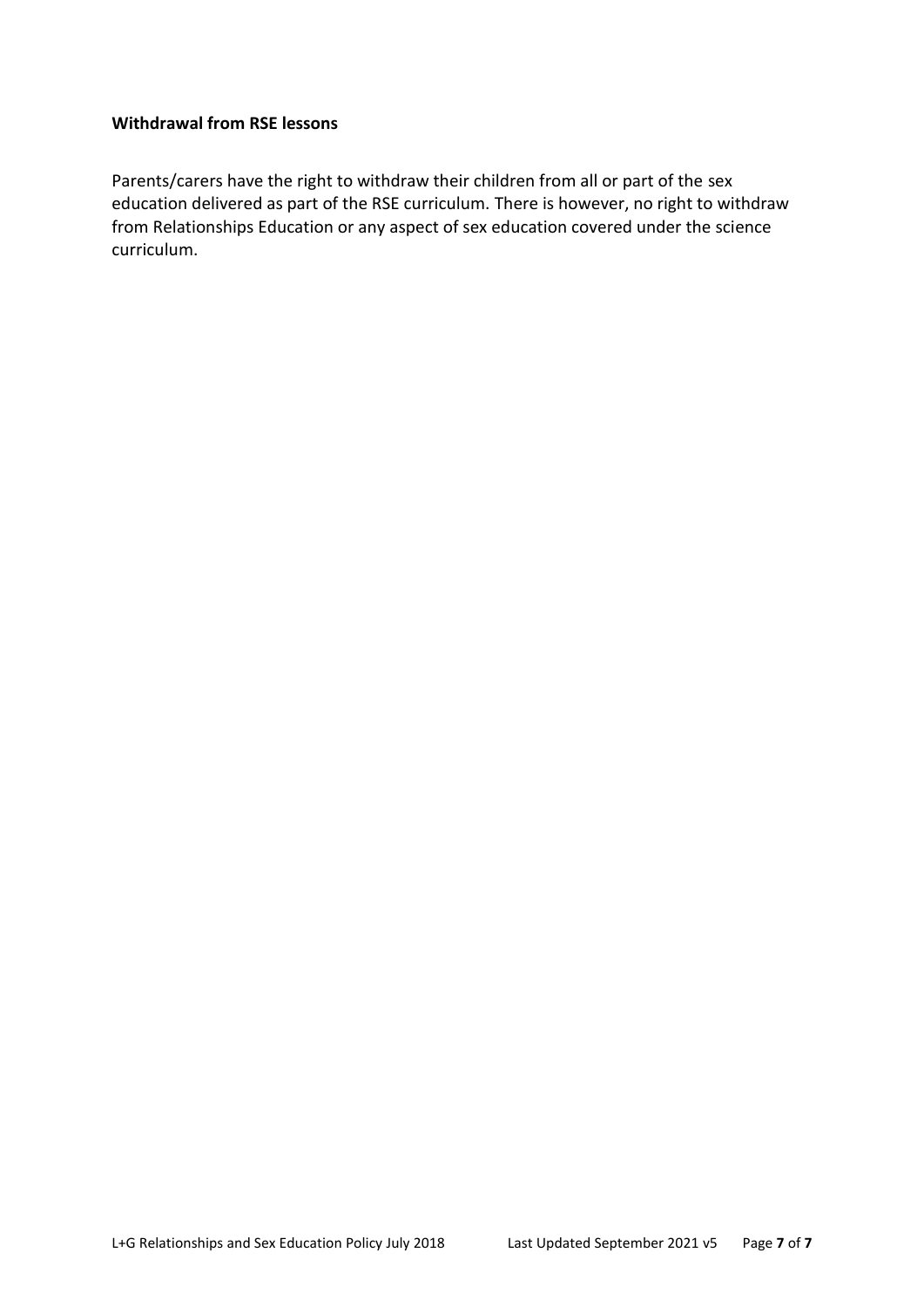**Withdrawal from RSE lessons**

Parents/carers have the right to withdraw their children from all or part of the sex education delivered as part of the RSE curriculum. There is however, no right to withdraw from Relationships Education or any aspect of sex education covered under the science curriculum.